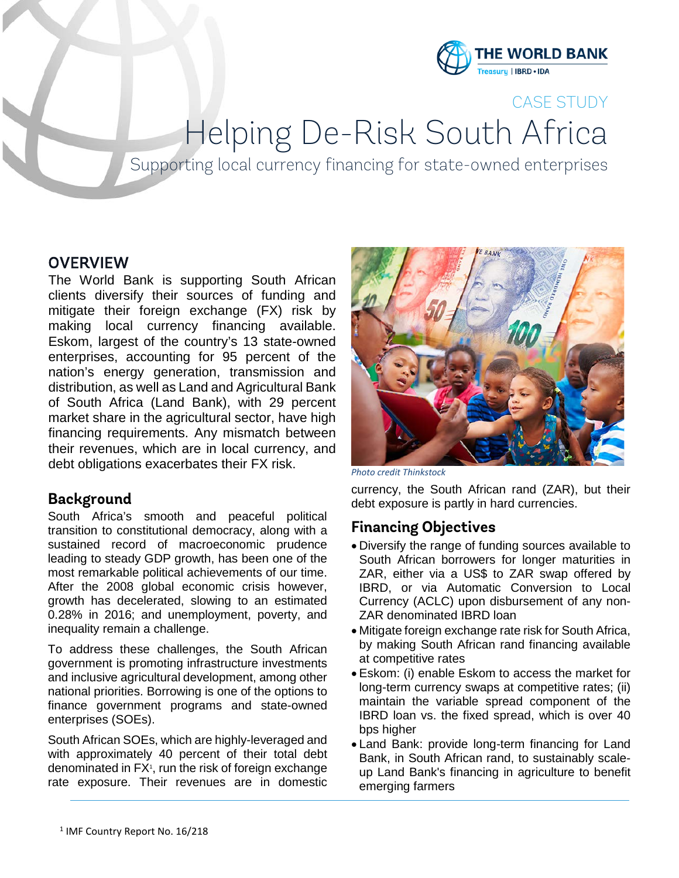CASE STUDY

# Helping De-Risk South Africa

Supporting local currency financing for state-owned enterprises

## OVERVIEW

The World Bank is supporting South African clients diversify their sources of funding and mitigate their foreign exchange (FX) risk by making local currency financing available. Eskom, largest of the country's 13 state-owned enterprises, accounting for 95 percent of the nation's energy generation, transmission and distribution, as well as Land and Agricultural Bank of South Africa (Land Bank), with 29 percent market share in the agricultural sector, have high financing requirements. Any mismatch between their revenues, which are in local currency, and debt obligations exacerbates their FX risk.

*Photo credit Thinkstock*

## Background

South Africa's smooth and peaceful political transition to constitutional democracy, along with a sustained record of macroeconomic prudence leading to steady GDP growth, has been one of the most remarkable political achievements of our time. After the 2008 global economic crisis however, growth has decelerated, slowing to an estimated 0.28% in 2016; and unemployment, poverty, and inequality remain a challenge.

To address these challenges, the South African government is promoting infrastructure investments and inclusive agricultural development, among other national priorities. Borrowing is one of the options to finance government programs and state-owned enterprises (SOEs).

South African SOEs, which are highly-leveraged and with approximately 40 percent of their total debt denominated in FX[1], run the risk of foreign exchange rate exposure. Their revenues are in domestic currency, the South African rand (ZAR), but their debt exposure is partly in hard currencies.

## Financing Objectives

- Diversify the range of funding sources available to South African borrowers for longer maturities in ZAR, either via a US$ to ZAR swap offered by IBRD, or via Automatic Conversion to Local Currency (ACLC) upon disbursement of any non-ZAR denominated IBRD loan
- Mitigate foreign exchange rate risk for South Africa, by making South African rand financing available at competitive rates
- Eskom: (i) enable Eskom to access the market for long-term currency swaps at competitive rates; (ii) maintain the variable spread component of the IBRD loan vs. the fixed spread, which is over 40 bps higher
- Land Bank: provide long-term financing for Land Bank, in South African rand, to sustainably scale-up Land Bank's financing in agriculture to benefit emerging farmers

[1] IMF Country Report No. 16/218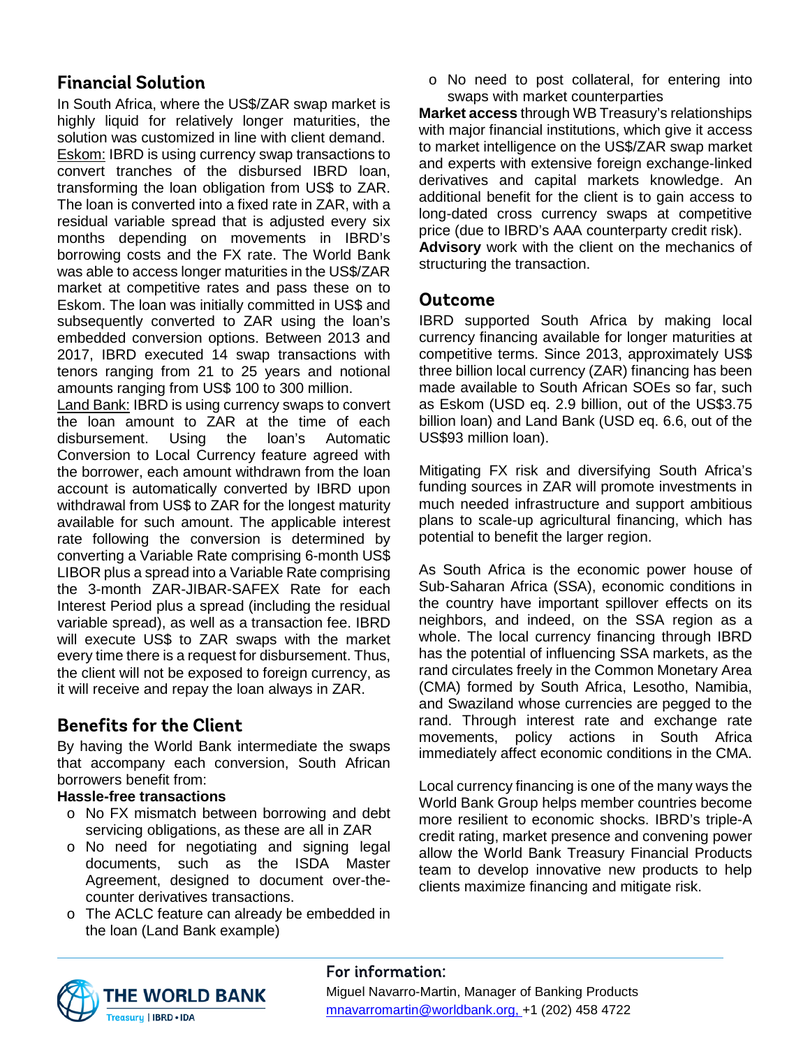## Financial Solution

In South Africa, where the US$/ZAR swap market is highly liquid for relatively longer maturities, the solution was customized in line with client demand.

Eskom: IBRD is using currency swap transactions to convert tranches of the disbursed IBRD loan, transforming the loan obligation from US$ to ZAR. The loan is converted into a fixed rate in ZAR, with a residual variable spread that is adjusted every six months depending on movements in IBRD's borrowing costs and the FX rate. The World Bank was able to access longer maturities in the US$/ZAR market at competitive rates and pass these on to Eskom. The loan was initially committed in US$ and subsequently converted to ZAR using the loan's embedded conversion options. Between 2013 and 2017, IBRD executed 14 swap transactions with tenors ranging from 21 to 25 years and notional amounts ranging from US$ 100 to 300 million.

Land Bank: IBRD is using currency swaps to convert the loan amount to ZAR at the time of each disbursement. Using the loan's Automatic Conversion to Local Currency feature agreed with the borrower, each amount withdrawn from the loan account is automatically converted by IBRD upon withdrawal from US$ to ZAR for the longest maturity available for such amount. The applicable interest rate following the conversion is determined by converting a Variable Rate comprising 6-month US$ LIBOR plus a spread into a Variable Rate comprising the 3-month ZAR-JIBAR-SAFEX Rate for each Interest Period plus a spread (including the residual variable spread), as well as a transaction fee. IBRD will execute US$ to ZAR swaps with the market every time there is a request for disbursement. Thus, the client will not be exposed to foreign currency, as it will receive and repay the loan always in ZAR.

## Benefits for the Client

By having the World Bank intermediate the swaps that accompany each conversion, South African borrowers benefit from:

**Hassle-free transactions**

- No FX mismatch between borrowing and debt servicing obligations, as these are all in ZAR
- No need for negotiating and signing legal documents, such as the ISDA Master Agreement, designed to document over-the-counter derivatives transactions.
- The ACLC feature can already be embedded in the loan (Land Bank example)
- No need to post collateral, for entering into swaps with market counterparties

**Market access** through WB Treasury's relationships with major financial institutions, which give it access to market intelligence on the US$/ZAR swap market and experts with extensive foreign exchange-linked derivatives and capital markets knowledge. An additional benefit for the client is to gain access to long-dated cross currency swaps at competitive price (due to IBRD's AAA counterparty credit risk).

**Advisory** work with the client on the mechanics of structuring the transaction.

## Outcome

IBRD supported South Africa by making local currency financing available for longer maturities at competitive terms. Since 2013, approximately US$ three billion local currency (ZAR) financing has been made available to South African SOEs so far, such as Eskom (USD eq. 2.9 billion, out of the US$3.75 billion loan) and Land Bank (USD eq. 6.6, out of the US$93 million loan).

Mitigating FX risk and diversifying South Africa's funding sources in ZAR will promote investments in much needed infrastructure and support ambitious plans to scale-up agricultural financing, which has potential to benefit the larger region.

As South Africa is the economic power house of Sub-Saharan Africa (SSA), economic conditions in the country have important spillover effects on its neighbors, and indeed, on the SSA region as a whole. The local currency financing through IBRD has the potential of influencing SSA markets, as the rand circulates freely in the Common Monetary Area (CMA) formed by South Africa, Lesotho, Namibia, and Swaziland whose currencies are pegged to the rand. Through interest rate and exchange rate movements, policy actions in South Africa immediately affect economic conditions in the CMA.

Local currency financing is one of the many ways the World Bank Group helps member countries become more resilient to economic shocks. IBRD's triple-A credit rating, market presence and convening power allow the World Bank Treasury Financial Products team to develop innovative new products to help clients maximize financing and mitigate risk.

THE WORLD BANK
Treasury | IBRD • IDA

**For information:**

Miguel Navarro-Martin, Manager of Banking Products
mnavarromartin@worldbank.org, +1 (202) 458 4722